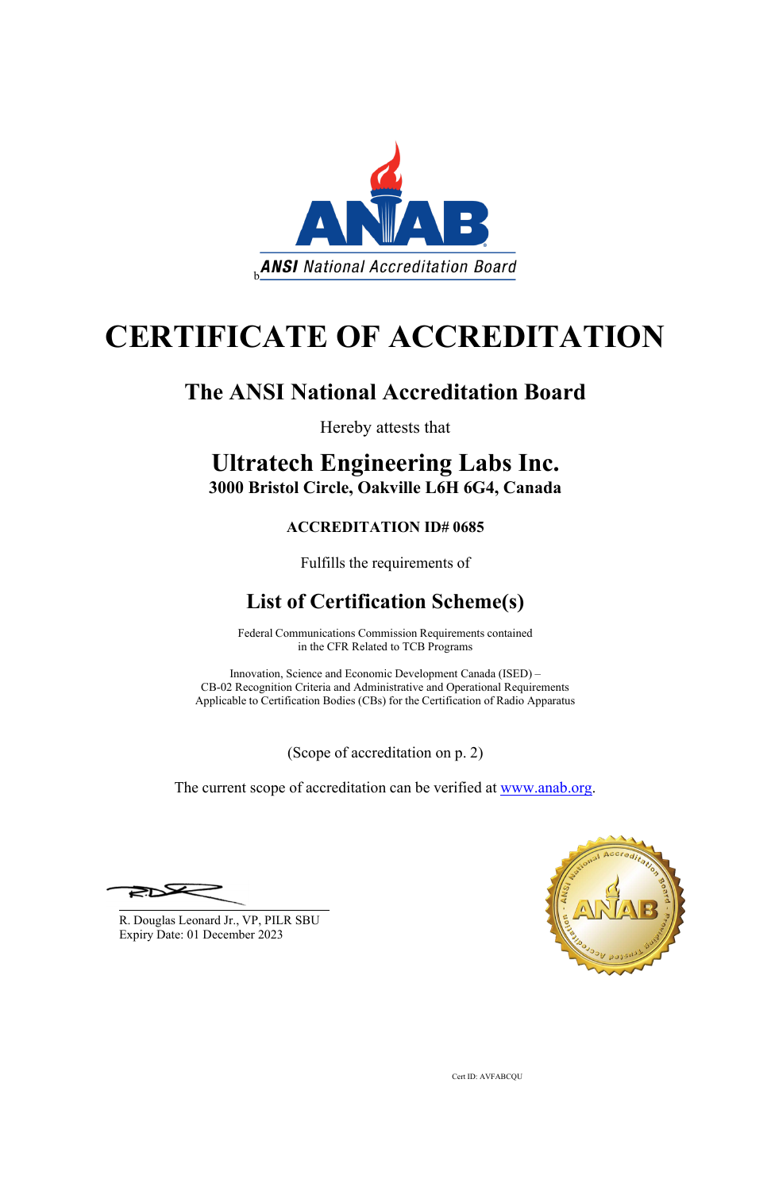# CERTIFICATE OF ACCREDITATION

## The ANSI National Accreditation Board

Hereby attests that

## Ultratech Engineering Labs Inc.

**3000 Bristol Circle, Oakville L6H 6G4, Canada**

**ACCREDITATION ID# 0685**

Fulfills the requirements of

## List of Certification Scheme(s)

Federal Communications Commission Requirements contained
in the CFR Related to TCB Programs

Innovation, Science and Economic Development Canada (ISED) –
CB-02 Recognition Criteria and Administrative and Operational Requirements
Applicable to Certification Bodies (CBs) for the Certification of Radio Apparatus

(Scope of accreditation on p. 2)

The current scope of accreditation can be verified at [www.anab.org](http://www.anab.org).

R. Douglas Leonard Jr., VP, PILR SBU
Expiry Date: 01 December 2023

Cert ID: AVFABCQU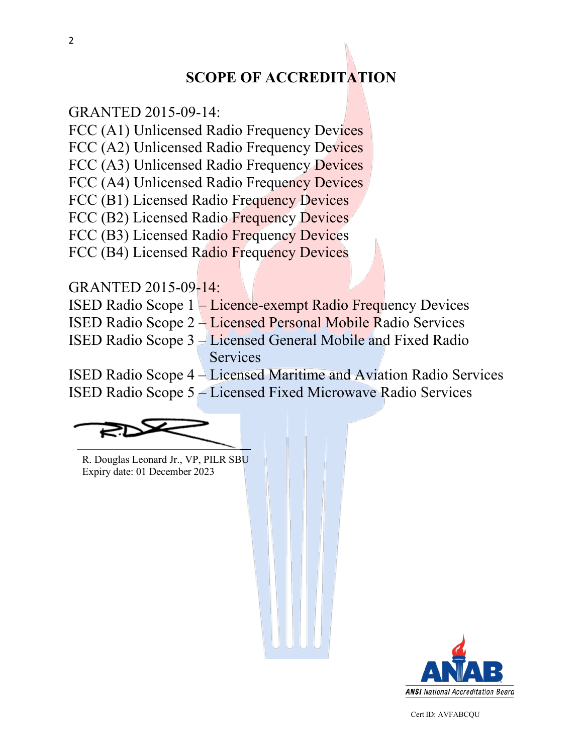# SCOPE OF ACCREDITATION

GRANTED 2015-09-14:
FCC (A1) Unlicensed Radio Frequency Devices
FCC (A2) Unlicensed Radio Frequency Devices
FCC (A3) Unlicensed Radio Frequency Devices
FCC (A4) Unlicensed Radio Frequency Devices
FCC (B1) Licensed Radio Frequency Devices
FCC (B2) Licensed Radio Frequency Devices
FCC (B3) Licensed Radio Frequency Devices
FCC (B4) Licensed Radio Frequency Devices

GRANTED 2015-09-14:
ISED Radio Scope 1 – Licence-exempt Radio Frequency Devices
ISED Radio Scope 2 – Licensed Personal Mobile Radio Services
ISED Radio Scope 3 – Licensed General Mobile and Fixed Radio Services
ISED Radio Scope 4 – Licensed Maritime and Aviation Radio Services
ISED Radio Scope 5 – Licensed Fixed Microwave Radio Services

R. Douglas Leonard Jr., VP, PILR SBU
Expiry date: 01 December 2023

ANAB
ANSI National Accreditation Board

Cert ID: AVFABCQU